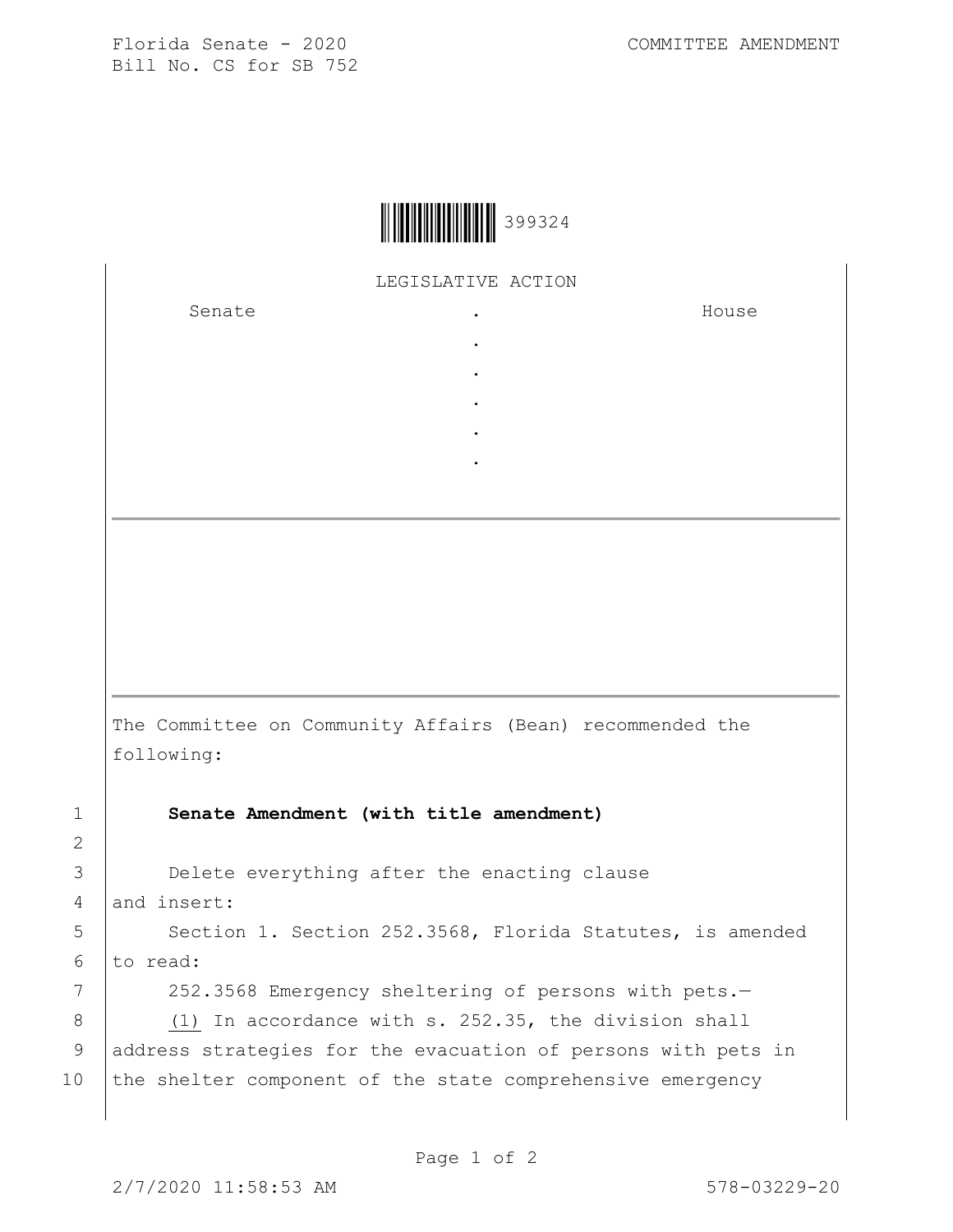Florida Senate - 2020
Bill No. CS for SB 752

COMMITTEE AMENDMENT

399324

LEGISLATIVE ACTION

| Senate | . | House |
|---|---|---|
| | . | |
| | . | |
| | . | |
| | . | |
| | . | |

The Committee on Community Affairs (Bean) recommended the following:

1 **Senate Amendment (with title amendment)**

2

3 Delete everything after the enacting clause
4 and insert:
5 Section 1. Section 252.3568, Florida Statutes, is amended
6 to read:
7 252.3568 Emergency sheltering of persons with pets.—
8 (1) In accordance with s. 252.35, the division shall
9 address strategies for the evacuation of persons with pets in
10 the shelter component of the state comprehensive emergency

2/7/2020 11:58:53 AM

578-03229-20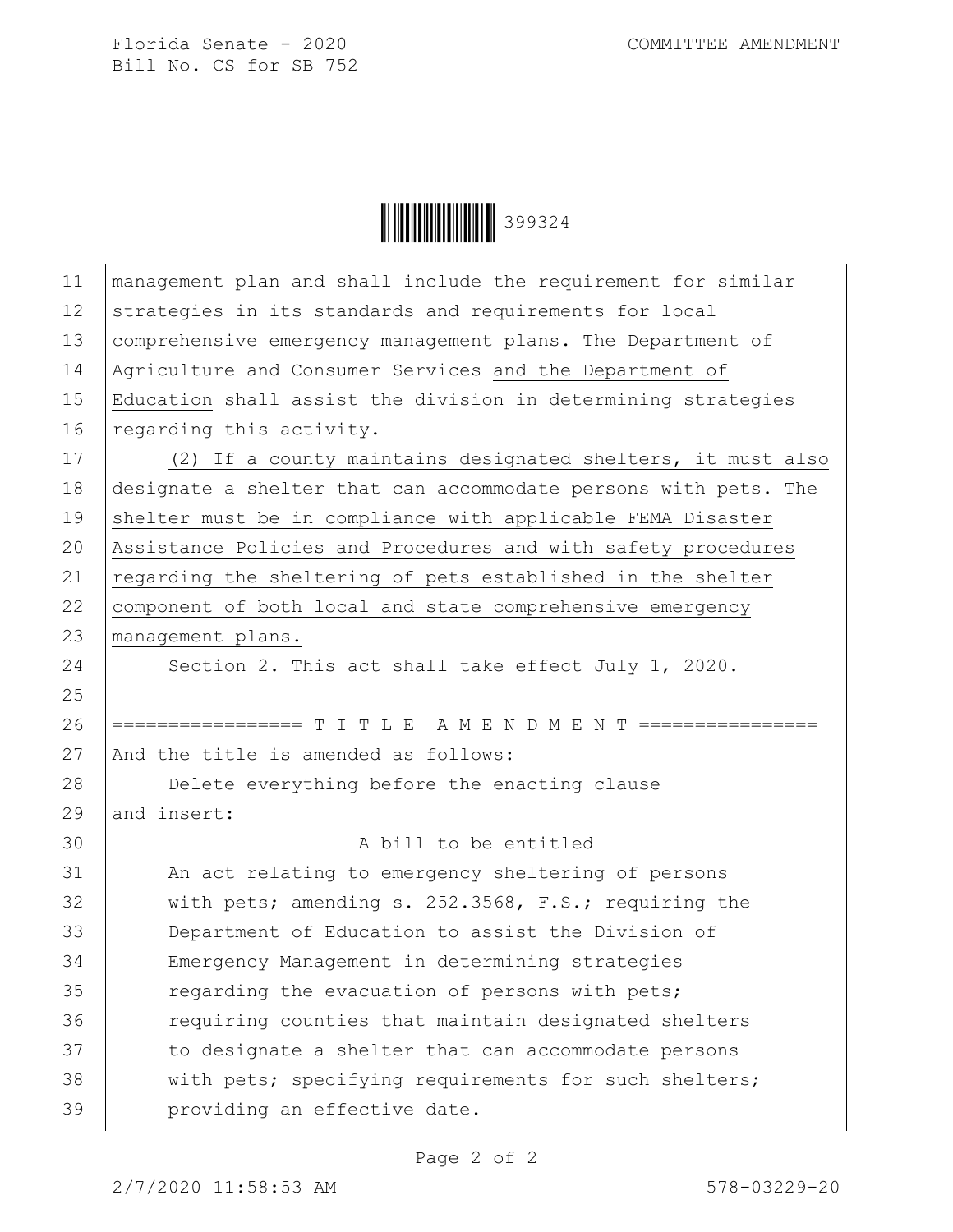management plan and shall include the requirement for similar strategies in its standards and requirements for local comprehensive emergency management plans. The Department of Agriculture and Consumer Services and the Department of Education shall assist the division in determining strategies regarding this activity.

(2) If a county maintains designated shelters, it must also designate a shelter that can accommodate persons with pets. The shelter must be in compliance with applicable FEMA Disaster Assistance Policies and Procedures and with safety procedures regarding the sheltering of pets established in the shelter component of both local and state comprehensive emergency management plans.

Section 2. This act shall take effect July 1, 2020.

================= T I T L E A M E N D M E N T ================

And the title is amended as follows:

Delete everything before the enacting clause and insert:

A bill to be entitled

An act relating to emergency sheltering of persons with pets; amending s. 252.3568, F.S.; requiring the Department of Education to assist the Division of Emergency Management in determining strategies regarding the evacuation of persons with pets; requiring counties that maintain designated shelters to designate a shelter that can accommodate persons with pets; specifying requirements for such shelters; providing an effective date.